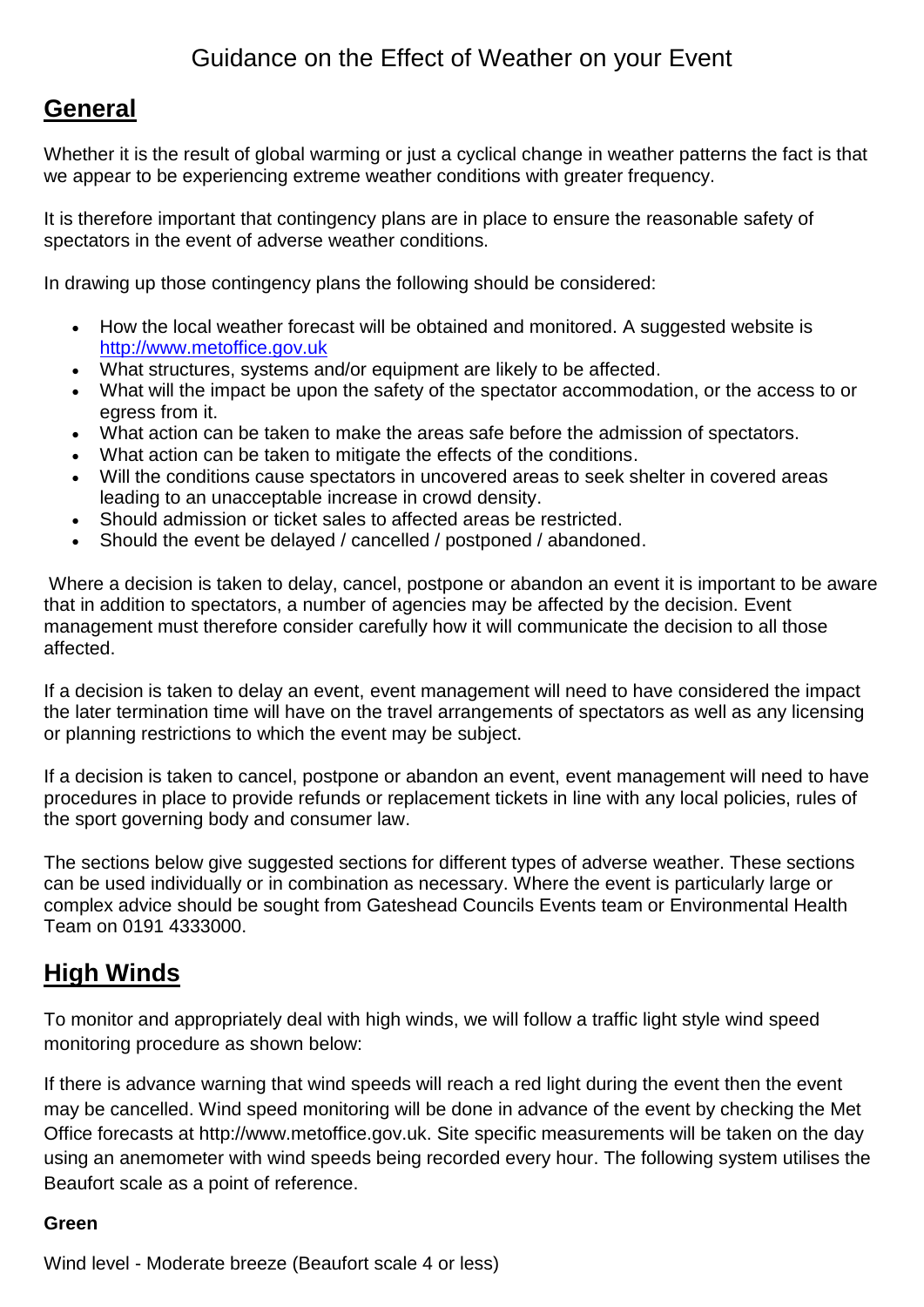# Guidance on the Effect of Weather on your Event

## General

Whether it is the result of global warming or just a cyclical change in weather patterns the fact is that we appear to be experiencing extreme weather conditions with greater frequency.

It is therefore important that contingency plans are in place to ensure the reasonable safety of spectators in the event of adverse weather conditions.

In drawing up those contingency plans the following should be considered:

- How the local weather forecast will be obtained and monitored. A suggested website is http://www.metoffice.gov.uk
- What structures, systems and/or equipment are likely to be affected.
- What will the impact be upon the safety of the spectator accommodation, or the access to or egress from it.
- What action can be taken to make the areas safe before the admission of spectators.
- What action can be taken to mitigate the effects of the conditions.
- Will the conditions cause spectators in uncovered areas to seek shelter in covered areas leading to an unacceptable increase in crowd density.
- Should admission or ticket sales to affected areas be restricted.
- Should the event be delayed / cancelled / postponed / abandoned.

Where a decision is taken to delay, cancel, postpone or abandon an event it is important to be aware that in addition to spectators, a number of agencies may be affected by the decision. Event management must therefore consider carefully how it will communicate the decision to all those affected.

If a decision is taken to delay an event, event management will need to have considered the impact the later termination time will have on the travel arrangements of spectators as well as any licensing or planning restrictions to which the event may be subject.

If a decision is taken to cancel, postpone or abandon an event, event management will need to have procedures in place to provide refunds or replacement tickets in line with any local policies, rules of the sport governing body and consumer law.

The sections below give suggested sections for different types of adverse weather. These sections can be used individually or in combination as necessary. Where the event is particularly large or complex advice should be sought from Gateshead Councils Events team or Environmental Health Team on 0191 4333000.

## High Winds

To monitor and appropriately deal with high winds, we will follow a traffic light style wind speed monitoring procedure as shown below:

If there is advance warning that wind speeds will reach a red light during the event then the event may be cancelled. Wind speed monitoring will be done in advance of the event by checking the Met Office forecasts at http://www.metoffice.gov.uk. Site specific measurements will be taken on the day using an anemometer with wind speeds being recorded every hour. The following system utilises the Beaufort scale as a point of reference.

**Green**

Wind level - Moderate breeze (Beaufort scale 4 or less)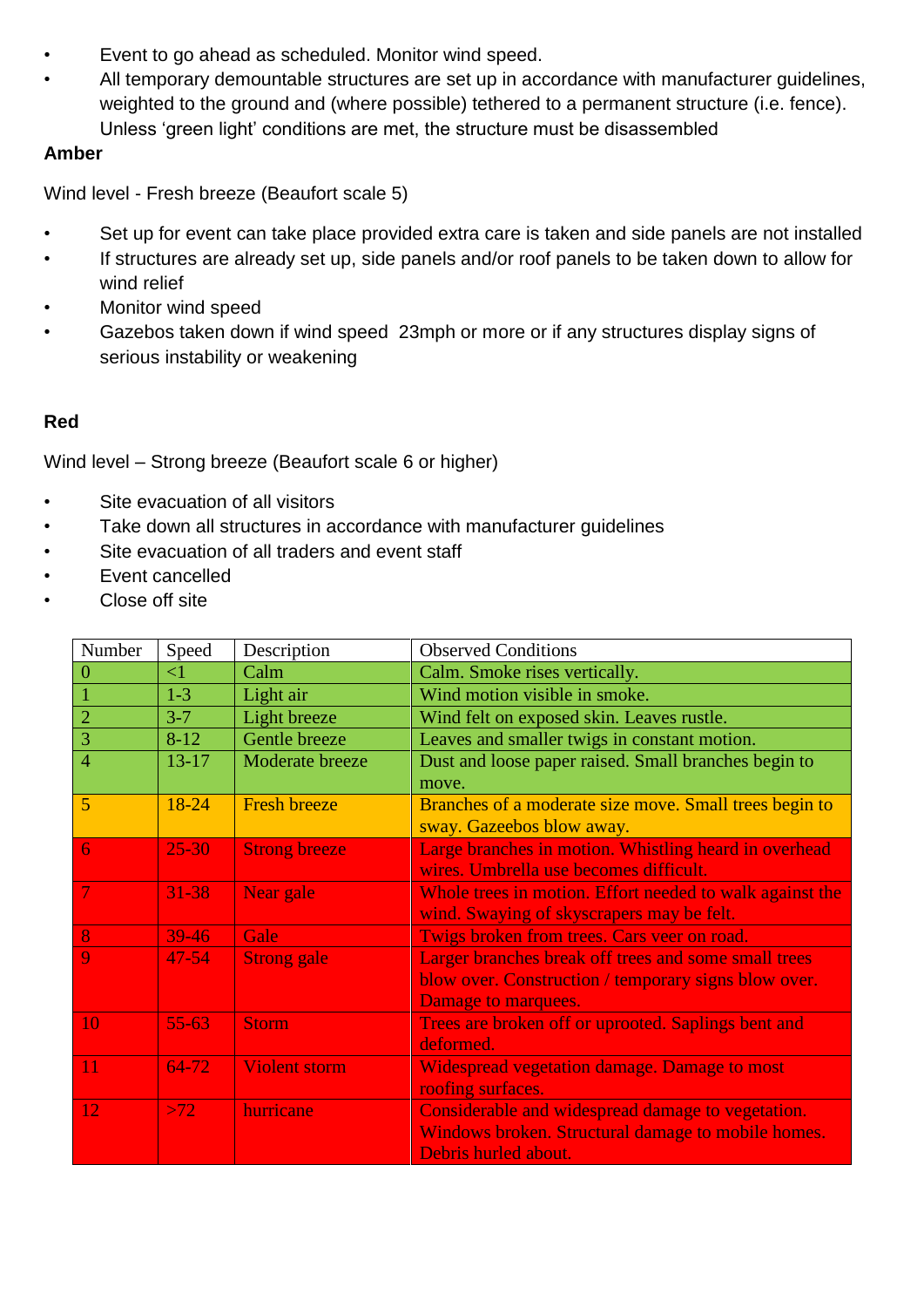- Event to go ahead as scheduled. Monitor wind speed.
- All temporary demountable structures are set up in accordance with manufacturer guidelines, weighted to the ground and (where possible) tethered to a permanent structure (i.e. fence). Unless 'green light' conditions are met, the structure must be disassembled

**Amber**

Wind level - Fresh breeze (Beaufort scale 5)

- Set up for event can take place provided extra care is taken and side panels are not installed
- If structures are already set up, side panels and/or roof panels to be taken down to allow for wind relief
- Monitor wind speed
- Gazebos taken down if wind speed 23mph or more or if any structures display signs of serious instability or weakening

**Red**

Wind level – Strong breeze (Beaufort scale 6 or higher)

- Site evacuation of all visitors
- Take down all structures in accordance with manufacturer guidelines
- Site evacuation of all traders and event staff
- Event cancelled
- Close off site

| Number | Speed | Description | Observed Conditions |
|---|---|---|---|
| 0 | <1 | Calm | Calm. Smoke rises vertically. |
| 1 | 1-3 | Light air | Wind motion visible in smoke. |
| 2 | 3-7 | Light breeze | Wind felt on exposed skin. Leaves rustle. |
| 3 | 8-12 | Gentle breeze | Leaves and smaller twigs in constant motion. |
| 4 | 13-17 | Moderate breeze | Dust and loose paper raised. Small branches begin to move. |
| 5 | 18-24 | Fresh breeze | Branches of a moderate size move. Small trees begin to sway. Gazeebos blow away. |
| 6 | 25-30 | Strong breeze | Large branches in motion. Whistling heard in overhead wires. Umbrella use becomes difficult. |
| 7 | 31-38 | Near gale | Whole trees in motion. Effort needed to walk against the wind. Swaying of skyscrapers may be felt. |
| 8 | 39-46 | Gale | Twigs broken from trees. Cars veer on road. |
| 9 | 47-54 | Strong gale | Larger branches break off trees and some small trees blow over. Construction / temporary signs blow over. Damage to marquees. |
| 10 | 55-63 | Storm | Trees are broken off or uprooted. Saplings bent and deformed. |
| 11 | 64-72 | Violent storm | Widespread vegetation damage. Damage to most roofing surfaces. |
| 12 | >72 | hurricane | Considerable and widespread damage to vegetation. Windows broken. Structural damage to mobile homes. Debris hurled about. |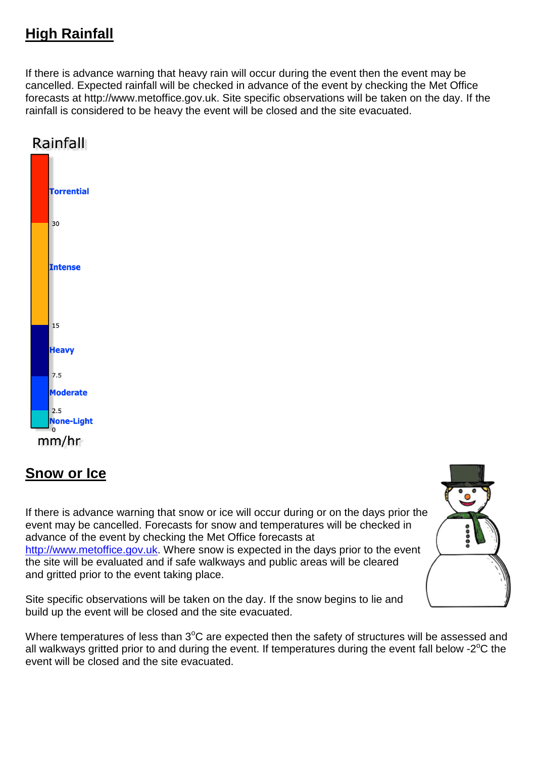## High Rainfall

If there is advance warning that heavy rain will occur during the event then the event may be cancelled. Expected rainfall will be checked in advance of the event by checking the Met Office forecasts at http://www.metoffice.gov.uk. Site specific observations will be taken on the day. If the rainfall is considered to be heavy the event will be closed and the site evacuated.

Rainfall

| Category | Range (mm/hr) |
|---|---|
| Torrential | 30+ |
| Intense | 15 – 30 |
| Heavy | 7.5 – 15 |
| Moderate | 2.5 – 7.5 |
| None-Light | 0 – 2.5 |

mm/hr

## Snow or Ice

If there is advance warning that snow or ice will occur during or on the days prior the event may be cancelled. Forecasts for snow and temperatures will be checked in advance of the event by checking the Met Office forecasts at http://www.metoffice.gov.uk. Where snow is expected in the days prior to the event the site will be evaluated and if safe walkways and public areas will be cleared and gritted prior to the event taking place.

Site specific observations will be taken on the day. If the snow begins to lie and build up the event will be closed and the site evacuated.

Where temperatures of less than 3$^{o}$C are expected then the safety of structures will be assessed and all walkways gritted prior to and during the event. If temperatures during the event fall below -2$^{o}$C the event will be closed and the site evacuated.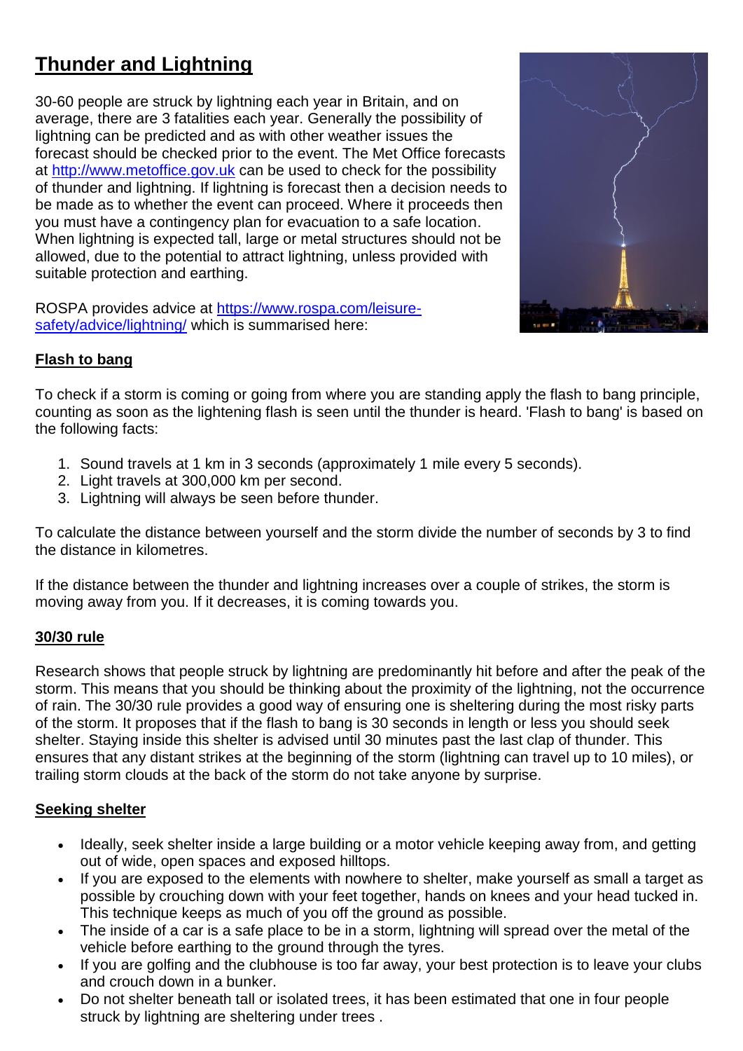# Thunder and Lightning

30-60 people are struck by lightning each year in Britain, and on average, there are 3 fatalities each year. Generally the possibility of lightning can be predicted and as with other weather issues the forecast should be checked prior to the event. The Met Office forecasts at http://www.metoffice.gov.uk can be used to check for the possibility of thunder and lightning. If lightning is forecast then a decision needs to be made as to whether the event can proceed. Where it proceeds then you must have a contingency plan for evacuation to a safe location. When lightning is expected tall, large or metal structures should not be allowed, due to the potential to attract lightning, unless provided with suitable protection and earthing.

ROSPA provides advice at https://www.rospa.com/leisure-safety/advice/lightning/ which is summarised here:

## Flash to bang

To check if a storm is coming or going from where you are standing apply the flash to bang principle, counting as soon as the lightening flash is seen until the thunder is heard. 'Flash to bang' is based on the following facts:

1. Sound travels at 1 km in 3 seconds (approximately 1 mile every 5 seconds).
2. Light travels at 300,000 km per second.
3. Lightning will always be seen before thunder.

To calculate the distance between yourself and the storm divide the number of seconds by 3 to find the distance in kilometres.

If the distance between the thunder and lightning increases over a couple of strikes, the storm is moving away from you. If it decreases, it is coming towards you.

## 30/30 rule

Research shows that people struck by lightning are predominantly hit before and after the peak of the storm. This means that you should be thinking about the proximity of the lightning, not the occurrence of rain. The 30/30 rule provides a good way of ensuring one is sheltering during the most risky parts of the storm. It proposes that if the flash to bang is 30 seconds in length or less you should seek shelter. Staying inside this shelter is advised until 30 minutes past the last clap of thunder. This ensures that any distant strikes at the beginning of the storm (lightning can travel up to 10 miles), or trailing storm clouds at the back of the storm do not take anyone by surprise.

## Seeking shelter

- Ideally, seek shelter inside a large building or a motor vehicle keeping away from, and getting out of wide, open spaces and exposed hilltops.
- If you are exposed to the elements with nowhere to shelter, make yourself as small a target as possible by crouching down with your feet together, hands on knees and your head tucked in. This technique keeps as much of you off the ground as possible.
- The inside of a car is a safe place to be in a storm, lightning will spread over the metal of the vehicle before earthing to the ground through the tyres.
- If you are golfing and the clubhouse is too far away, your best protection is to leave your clubs and crouch down in a bunker.
- Do not shelter beneath tall or isolated trees, it has been estimated that one in four people struck by lightning are sheltering under trees .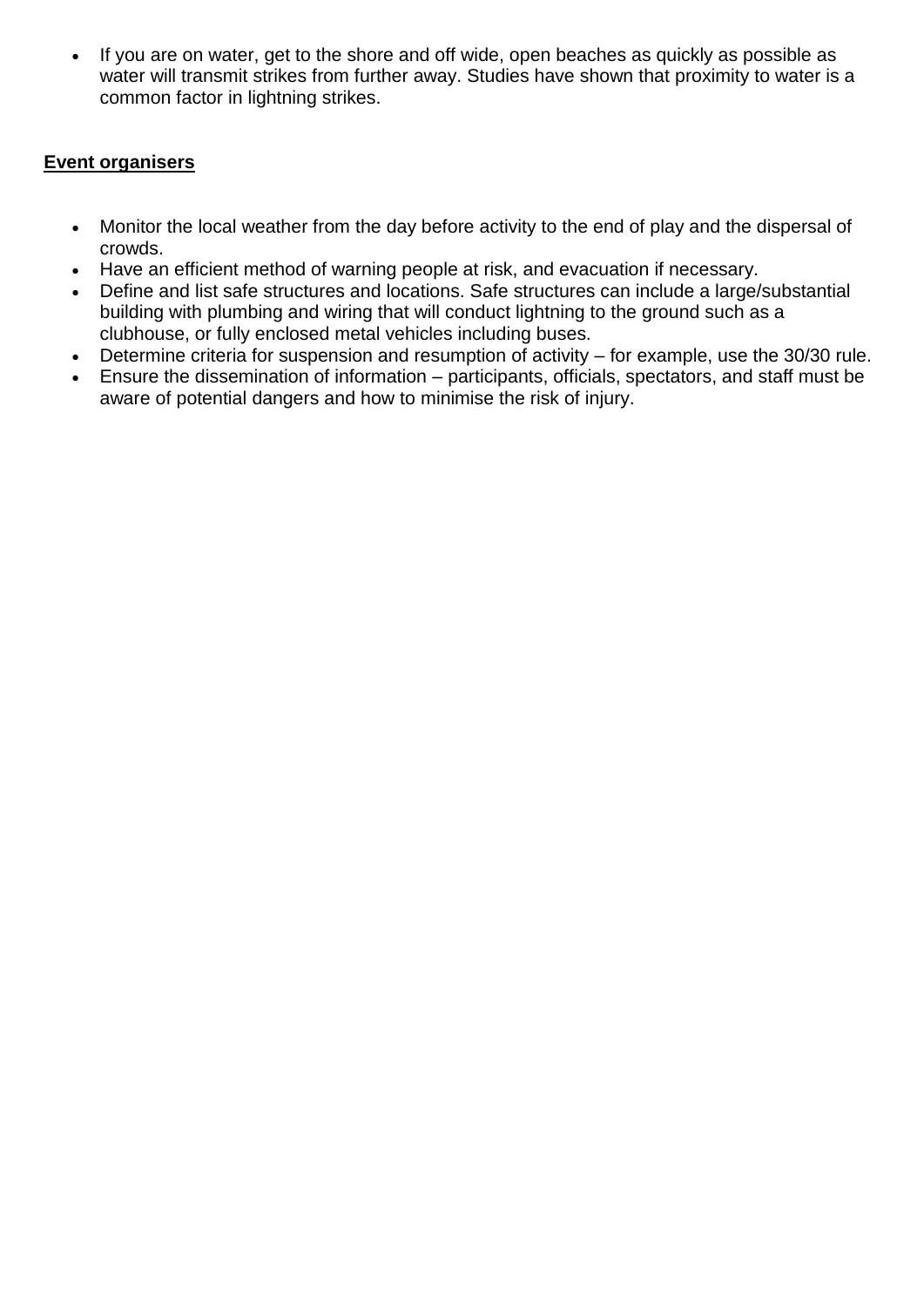- If you are on water, get to the shore and off wide, open beaches as quickly as possible as water will transmit strikes from further away. Studies have shown that proximity to water is a common factor in lightning strikes.

**Event organisers**

- Monitor the local weather from the day before activity to the end of play and the dispersal of crowds.
- Have an efficient method of warning people at risk, and evacuation if necessary.
- Define and list safe structures and locations. Safe structures can include a large/substantial building with plumbing and wiring that will conduct lightning to the ground such as a clubhouse, or fully enclosed metal vehicles including buses.
- Determine criteria for suspension and resumption of activity – for example, use the 30/30 rule.
- Ensure the dissemination of information – participants, officials, spectators, and staff must be aware of potential dangers and how to minimise the risk of injury.